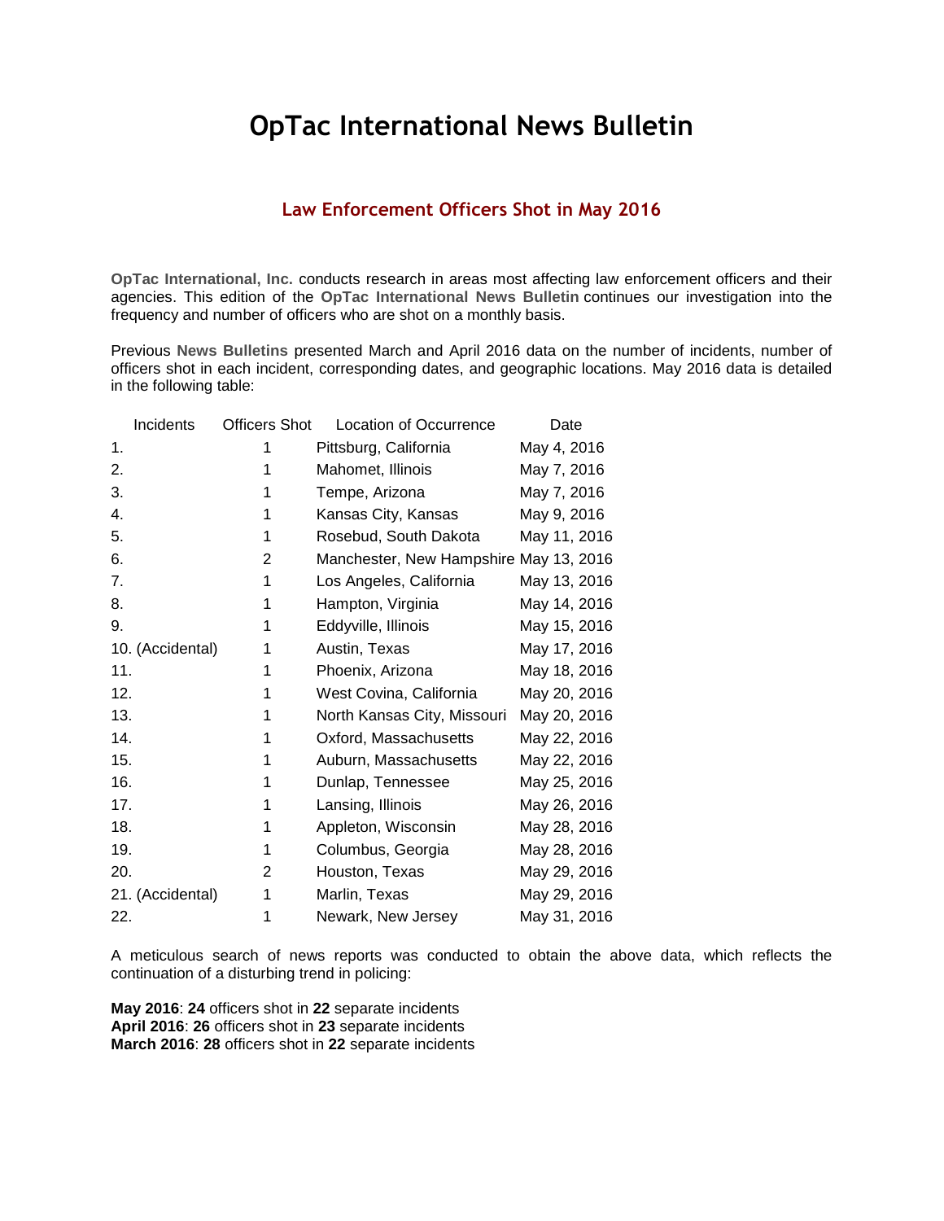# OpTac International News Bulletin

## Law Enforcement Officers Shot in May 2016

**OpTac International, Inc.** conducts research in areas most affecting law enforcement officers and their agencies. This edition of the **OpTac International News Bulletin** continues our investigation into the frequency and number of officers who are shot on a monthly basis.

Previous **News Bulletins** presented March and April 2016 data on the number of incidents, number of officers shot in each incident, corresponding dates, and geographic locations. May 2016 data is detailed in the following table:

| Incidents | Officers Shot | Location of Occurrence | Date |
|---|---|---|---|
| 1. | 1 | Pittsburg, California | May 4, 2016 |
| 2. | 1 | Mahomet, Illinois | May 7, 2016 |
| 3. | 1 | Tempe, Arizona | May 7, 2016 |
| 4. | 1 | Kansas City, Kansas | May 9, 2016 |
| 5. | 1 | Rosebud, South Dakota | May 11, 2016 |
| 6. | 2 | Manchester, New Hampshire | May 13, 2016 |
| 7. | 1 | Los Angeles, California | May 13, 2016 |
| 8. | 1 | Hampton, Virginia | May 14, 2016 |
| 9. | 1 | Eddyville, Illinois | May 15, 2016 |
| 10. (Accidental) | 1 | Austin, Texas | May 17, 2016 |
| 11. | 1 | Phoenix, Arizona | May 18, 2016 |
| 12. | 1 | West Covina, California | May 20, 2016 |
| 13. | 1 | North Kansas City, Missouri | May 20, 2016 |
| 14. | 1 | Oxford, Massachusetts | May 22, 2016 |
| 15. | 1 | Auburn, Massachusetts | May 22, 2016 |
| 16. | 1 | Dunlap, Tennessee | May 25, 2016 |
| 17. | 1 | Lansing, Illinois | May 26, 2016 |
| 18. | 1 | Appleton, Wisconsin | May 28, 2016 |
| 19. | 1 | Columbus, Georgia | May 28, 2016 |
| 20. | 2 | Houston, Texas | May 29, 2016 |
| 21. (Accidental) | 1 | Marlin, Texas | May 29, 2016 |
| 22. | 1 | Newark, New Jersey | May 31, 2016 |

A meticulous search of news reports was conducted to obtain the above data, which reflects the continuation of a disturbing trend in policing:

**May 2016**: **24** officers shot in **22** separate incidents
**April 2016**: **26** officers shot in **23** separate incidents
**March 2016**: **28** officers shot in **22** separate incidents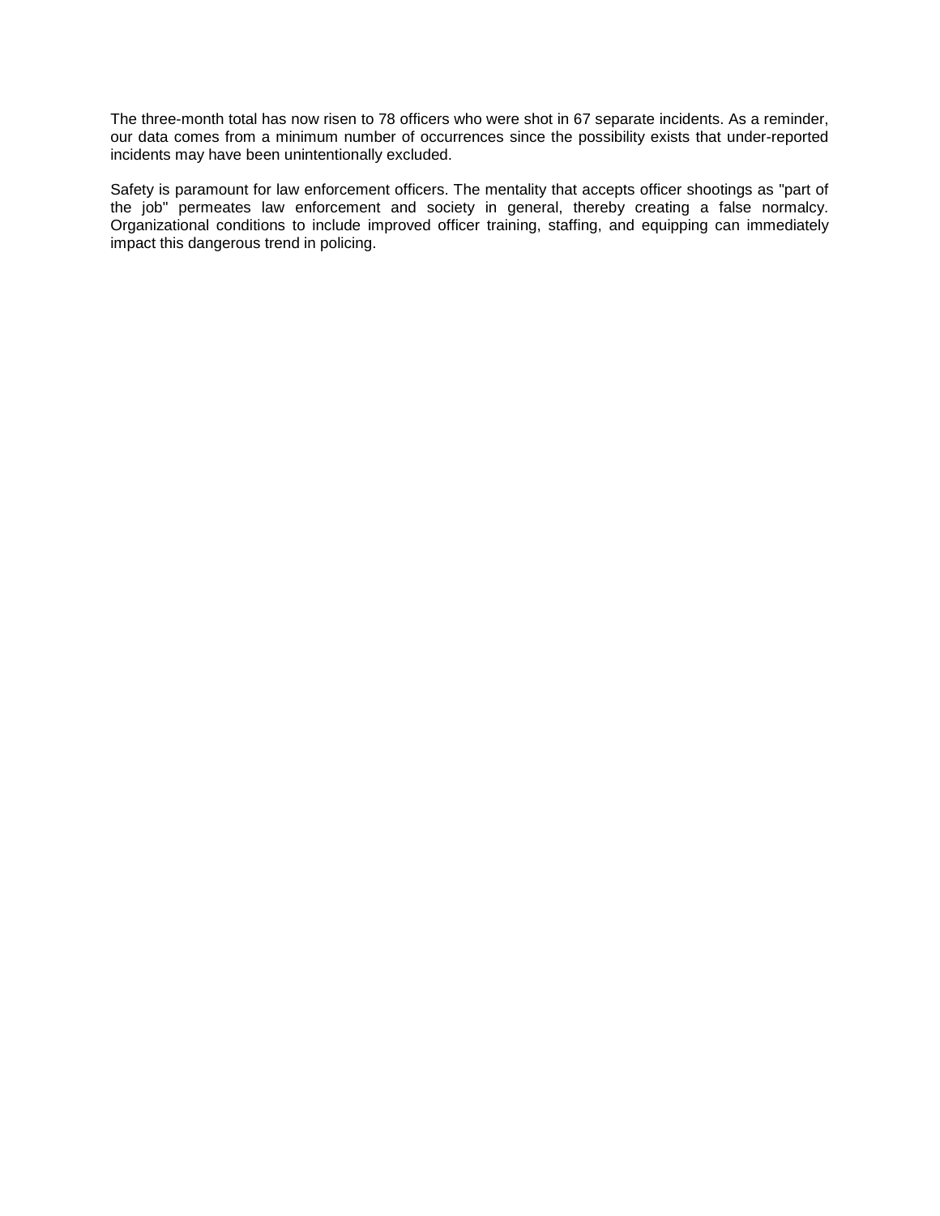The three-month total has now risen to 78 officers who were shot in 67 separate incidents. As a reminder, our data comes from a minimum number of occurrences since the possibility exists that under-reported incidents may have been unintentionally excluded.

Safety is paramount for law enforcement officers. The mentality that accepts officer shootings as "part of the job" permeates law enforcement and society in general, thereby creating a false normalcy. Organizational conditions to include improved officer training, staffing, and equipping can immediately impact this dangerous trend in policing.